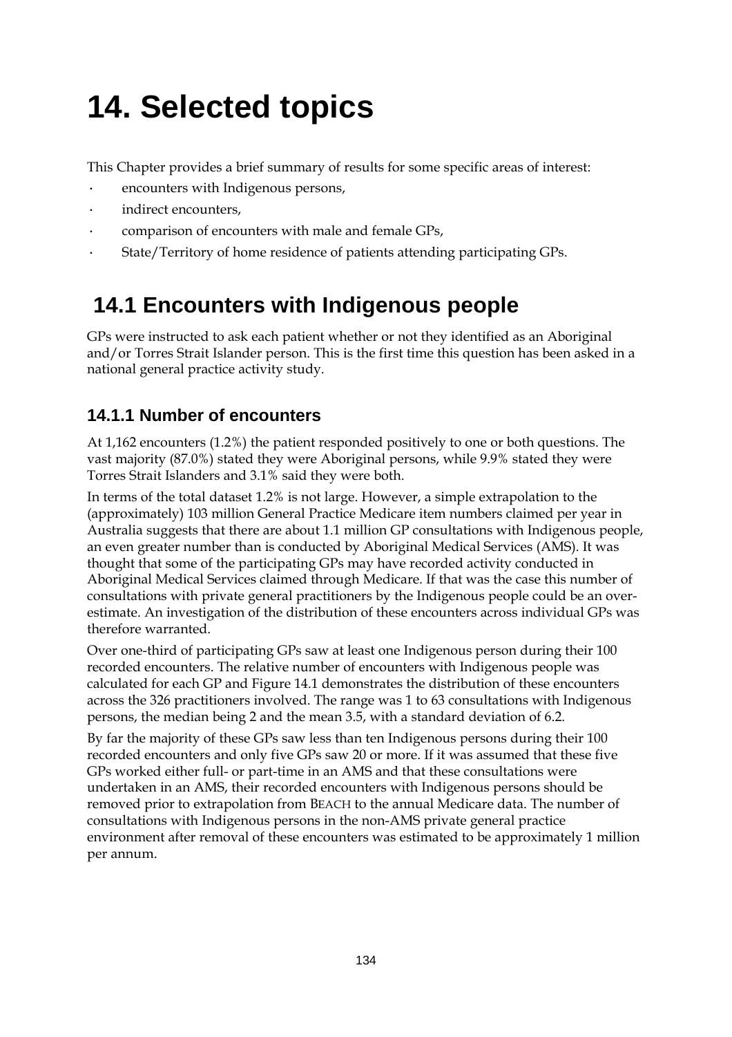# 14. Selected topics

This Chapter provides a brief summary of results for some specific areas of interest:

- encounters with Indigenous persons,
- indirect encounters,
- comparison of encounters with male and female GPs,
- State/Territory of home residence of patients attending participating GPs.

## 14.1 Encounters with Indigenous people

GPs were instructed to ask each patient whether or not they identified as an Aboriginal and/or Torres Strait Islander person. This is the first time this question has been asked in a national general practice activity study.

### 14.1.1 Number of encounters

At 1,162 encounters (1.2%) the patient responded positively to one or both questions. The vast majority (87.0%) stated they were Aboriginal persons, while 9.9% stated they were Torres Strait Islanders and 3.1% said they were both.

In terms of the total dataset 1.2% is not large. However, a simple extrapolation to the (approximately) 103 million General Practice Medicare item numbers claimed per year in Australia suggests that there are about 1.1 million GP consultations with Indigenous people, an even greater number than is conducted by Aboriginal Medical Services (AMS). It was thought that some of the participating GPs may have recorded activity conducted in Aboriginal Medical Services claimed through Medicare. If that was the case this number of consultations with private general practitioners by the Indigenous people could be an over-estimate. An investigation of the distribution of these encounters across individual GPs was therefore warranted.

Over one-third of participating GPs saw at least one Indigenous person during their 100 recorded encounters. The relative number of encounters with Indigenous people was calculated for each GP and Figure 14.1 demonstrates the distribution of these encounters across the 326 practitioners involved. The range was 1 to 63 consultations with Indigenous persons, the median being 2 and the mean 3.5, with a standard deviation of 6.2.

By far the majority of these GPs saw less than ten Indigenous persons during their 100 recorded encounters and only five GPs saw 20 or more. If it was assumed that these five GPs worked either full- or part-time in an AMS and that these consultations were undertaken in an AMS, their recorded encounters with Indigenous persons should be removed prior to extrapolation from BEACH to the annual Medicare data. The number of consultations with Indigenous persons in the non-AMS private general practice environment after removal of these encounters was estimated to be approximately 1 million per annum.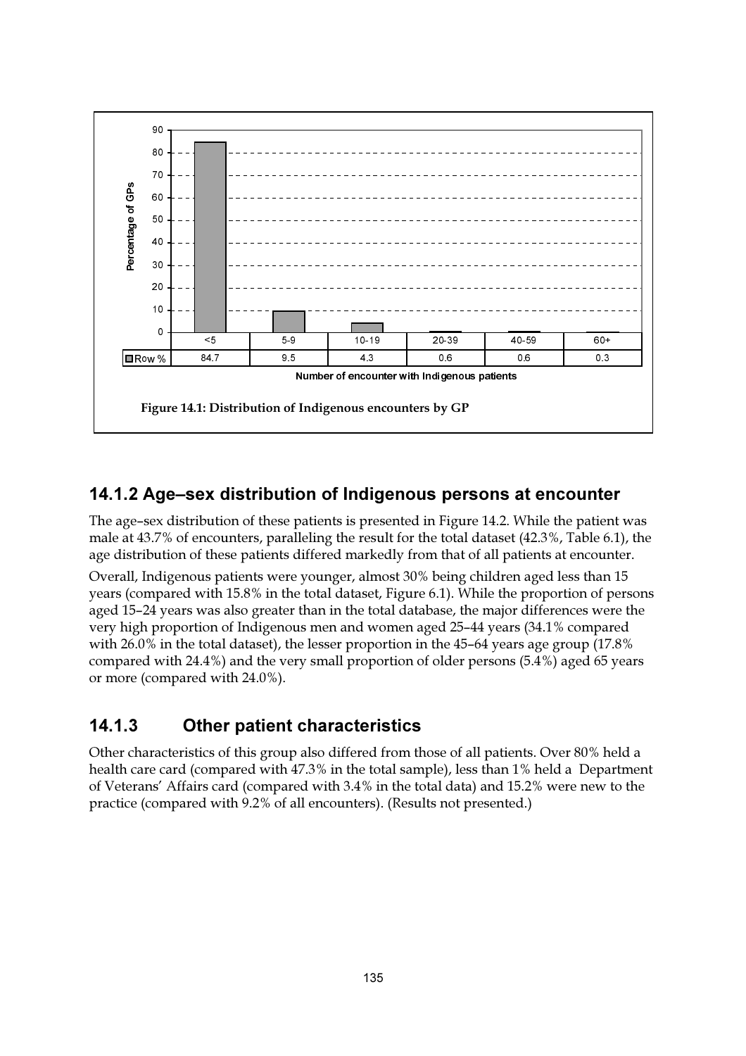| | <5 | 5-9 | 10-19 | 20-39 | 40-59 | 60+ |
|---|---|---|---|---|---|---|
| Row % | 84.7 | 9.5 | 4.3 | 0.6 | 0.6 | 0.3 |

Number of encounter with Indigenous patients

**Figure 14.1: Distribution of Indigenous encounters by GP**

## 14.1.2 Age–sex distribution of Indigenous persons at encounter

The age–sex distribution of these patients is presented in Figure 14.2. While the patient was male at 43.7% of encounters, paralleling the result for the total dataset (42.3%, Table 6.1), the age distribution of these patients differed markedly from that of all patients at encounter.

Overall, Indigenous patients were younger, almost 30% being children aged less than 15 years (compared with 15.8% in the total dataset, Figure 6.1). While the proportion of persons aged 15–24 years was also greater than in the total database, the major differences were the very high proportion of Indigenous men and women aged 25–44 years (34.1% compared with 26.0% in the total dataset), the lesser proportion in the 45–64 years age group (17.8% compared with 24.4%) and the very small proportion of older persons (5.4%) aged 65 years or more (compared with 24.0%).

## 14.1.3 Other patient characteristics

Other characteristics of this group also differed from those of all patients. Over 80% held a health care card (compared with 47.3% in the total sample), less than 1% held a Department of Veterans' Affairs card (compared with 3.4% in the total data) and 15.2% were new to the practice (compared with 9.2% of all encounters). (Results not presented.)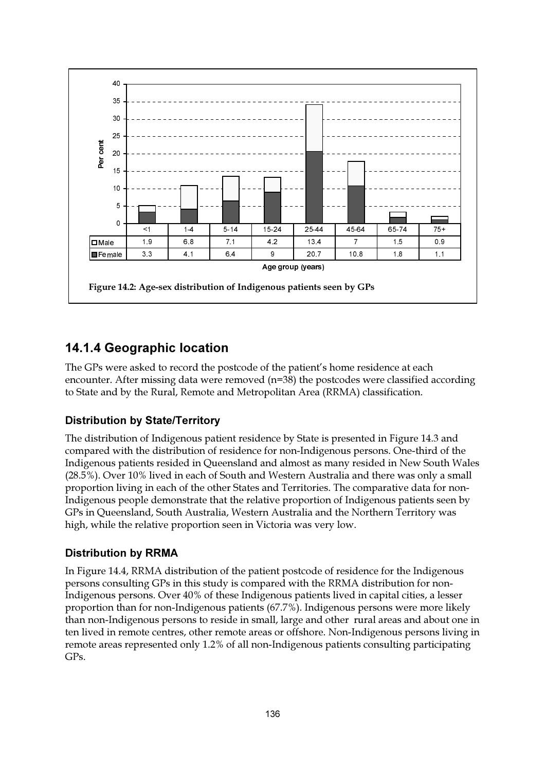| | <1 | 1-4 | 5-14 | 15-24 | 25-44 | 45-64 | 65-74 | 75+ |
|---|---|---|---|---|---|---|---|---|
| Male | 1.9 | 6.8 | 7.1 | 4.2 | 13.4 | 7 | 1.5 | 0.9 |
| Female | 3.3 | 4.1 | 6.4 | 9 | 20.7 | 10.8 | 1.8 | 1.1 |

Age group (years)

**Figure 14.2: Age-sex distribution of Indigenous patients seen by GPs**

## 14.1.4 Geographic location

The GPs were asked to record the postcode of the patient's home residence at each encounter. After missing data were removed (n=38) the postcodes were classified according to State and by the Rural, Remote and Metropolitan Area (RRMA) classification.

### Distribution by State/Territory

The distribution of Indigenous patient residence by State is presented in Figure 14.3 and compared with the distribution of residence for non-Indigenous persons. One-third of the Indigenous patients resided in Queensland and almost as many resided in New South Wales (28.5%). Over 10% lived in each of South and Western Australia and there was only a small proportion living in each of the other States and Territories. The comparative data for non-Indigenous people demonstrate that the relative proportion of Indigenous patients seen by GPs in Queensland, South Australia, Western Australia and the Northern Territory was high, while the relative proportion seen in Victoria was very low.

### Distribution by RRMA

In Figure 14.4, RRMA distribution of the patient postcode of residence for the Indigenous persons consulting GPs in this study is compared with the RRMA distribution for non-Indigenous persons. Over 40% of these Indigenous patients lived in capital cities, a lesser proportion than for non-Indigenous patients (67.7%). Indigenous persons were more likely than non-Indigenous persons to reside in small, large and other rural areas and about one in ten lived in remote centres, other remote areas or offshore. Non-Indigenous persons living in remote areas represented only 1.2% of all non-Indigenous patients consulting participating GPs.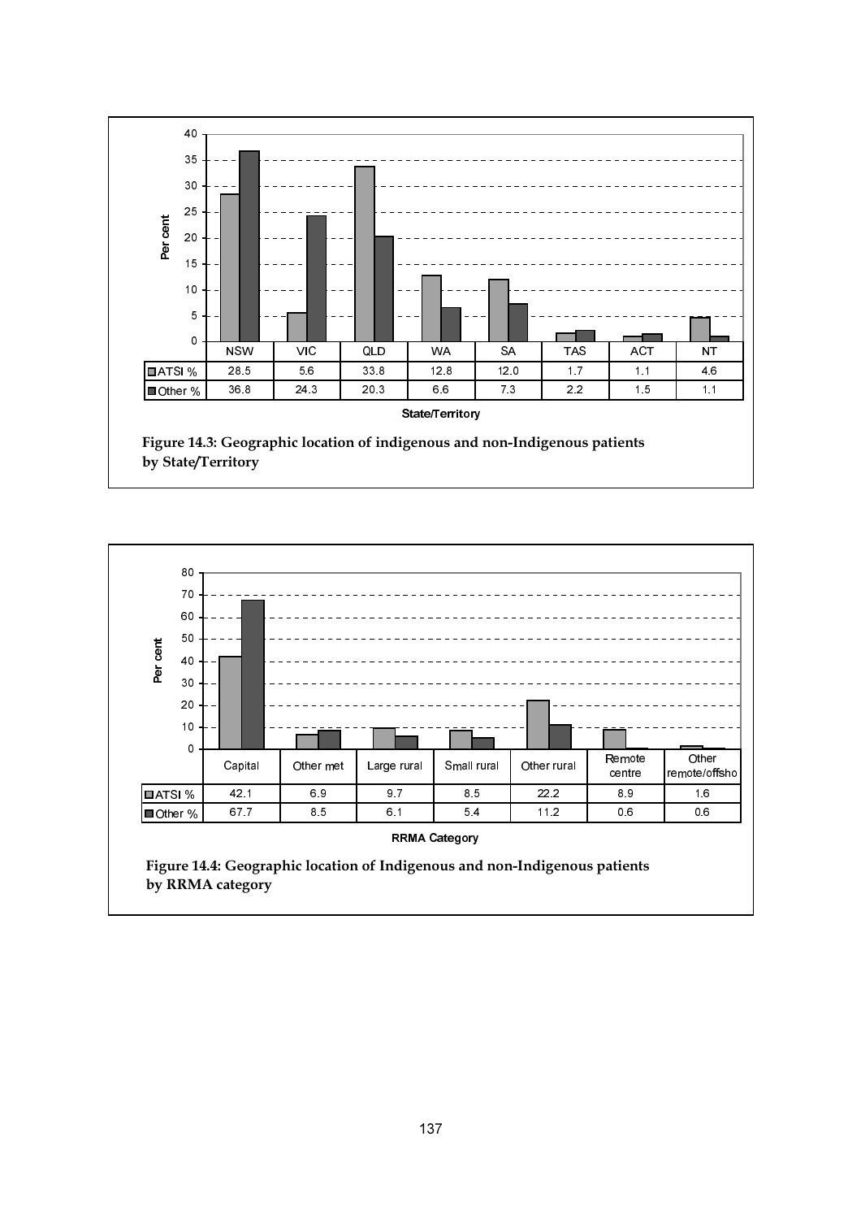| State/Territory | NSW | VIC | QLD | WA | SA | TAS | ACT | NT |
|---|---|---|---|---|---|---|---|---|
| ATSI % | 28.5 | 5.6 | 33.8 | 12.8 | 12.0 | 1.7 | 1.1 | 4.6 |
| Other % | 36.8 | 24.3 | 20.3 | 6.6 | 7.3 | 2.2 | 1.5 | 1.1 |

**Figure 14.3: Geographic location of indigenous and non-Indigenous patients by State/Territory**

| RRMA Category | Capital | Other met | Large rural | Small rural | Other rural | Remote centre | Other remote/offsho |
|---|---|---|---|---|---|---|---|
| ATSI % | 42.1 | 6.9 | 9.7 | 8.5 | 22.2 | 8.9 | 1.6 |
| Other % | 67.7 | 8.5 | 6.1 | 5.4 | 11.2 | 0.6 | 0.6 |

**Figure 14.4: Geographic location of Indigenous and non-Indigenous patients by RRMA category**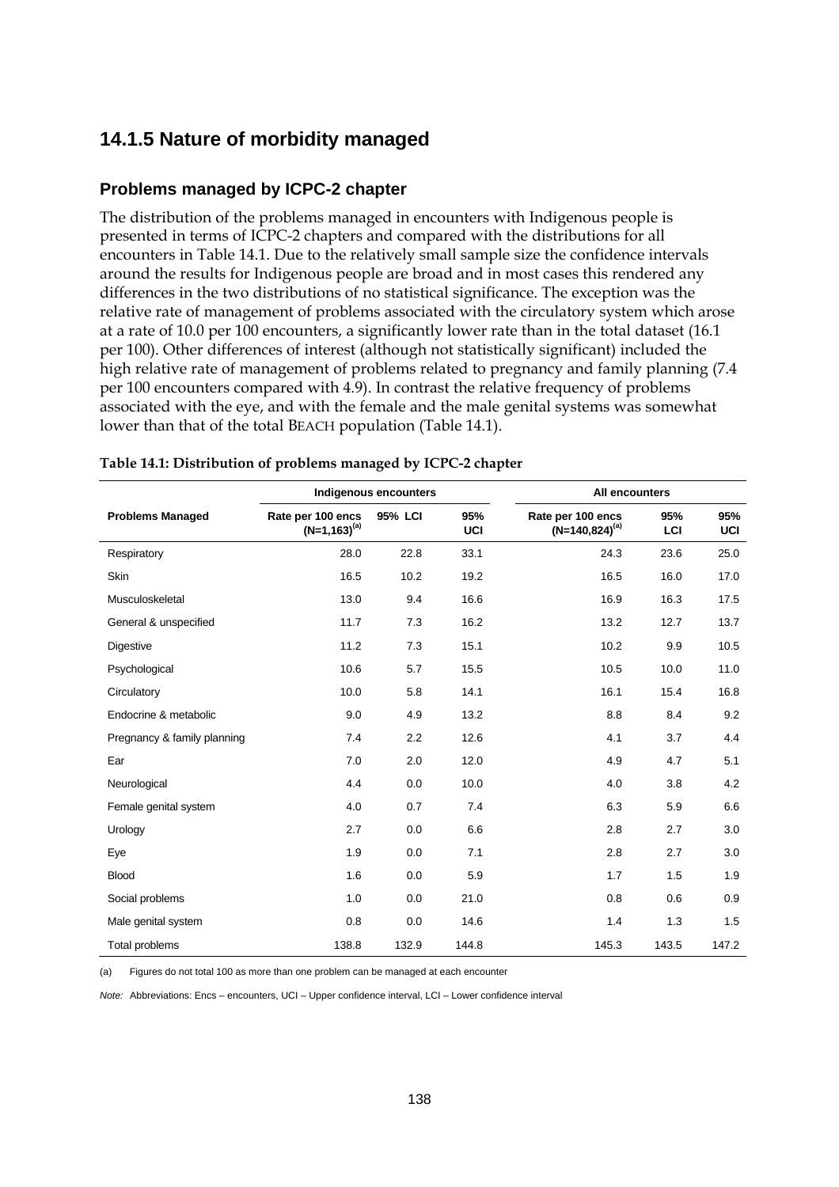## 14.1.5 Nature of morbidity managed

### Problems managed by ICPC-2 chapter

The distribution of the problems managed in encounters with Indigenous people is presented in terms of ICPC-2 chapters and compared with the distributions for all encounters in Table 14.1. Due to the relatively small sample size the confidence intervals around the results for Indigenous people are broad and in most cases this rendered any differences in the two distributions of no statistical significance. The exception was the relative rate of management of problems associated with the circulatory system which arose at a rate of 10.0 per 100 encounters, a significantly lower rate than in the total dataset (16.1 per 100). Other differences of interest (although not statistically significant) included the high relative rate of management of problems related to pregnancy and family planning (7.4 per 100 encounters compared with 4.9). In contrast the relative frequency of problems associated with the eye, and with the female and the male genital systems was somewhat lower than that of the total BEACH population (Table 14.1).

**Table 14.1: Distribution of problems managed by ICPC-2 chapter**

| | Indigenous encounters | | | All encounters | | |
|---|---|---|---|---|---|---|
| **Problems Managed** | **Rate per 100 encs (N=1,163)[(a)]** | **95% LCI** | **95% UCI** | **Rate per 100 encs (N=140,824)[(a)]** | **95% LCI** | **95% UCI** |
| Respiratory | 28.0 | 22.8 | 33.1 | 24.3 | 23.6 | 25.0 |
| Skin | 16.5 | 10.2 | 19.2 | 16.5 | 16.0 | 17.0 |
| Musculoskeletal | 13.0 | 9.4 | 16.6 | 16.9 | 16.3 | 17.5 |
| General & unspecified | 11.7 | 7.3 | 16.2 | 13.2 | 12.7 | 13.7 |
| Digestive | 11.2 | 7.3 | 15.1 | 10.2 | 9.9 | 10.5 |
| Psychological | 10.6 | 5.7 | 15.5 | 10.5 | 10.0 | 11.0 |
| Circulatory | 10.0 | 5.8 | 14.1 | 16.1 | 15.4 | 16.8 |
| Endocrine & metabolic | 9.0 | 4.9 | 13.2 | 8.8 | 8.4 | 9.2 |
| Pregnancy & family planning | 7.4 | 2.2 | 12.6 | 4.1 | 3.7 | 4.4 |
| Ear | 7.0 | 2.0 | 12.0 | 4.9 | 4.7 | 5.1 |
| Neurological | 4.4 | 0.0 | 10.0 | 4.0 | 3.8 | 4.2 |
| Female genital system | 4.0 | 0.7 | 7.4 | 6.3 | 5.9 | 6.6 |
| Urology | 2.7 | 0.0 | 6.6 | 2.8 | 2.7 | 3.0 |
| Eye | 1.9 | 0.0 | 7.1 | 2.8 | 2.7 | 3.0 |
| Blood | 1.6 | 0.0 | 5.9 | 1.7 | 1.5 | 1.9 |
| Social problems | 1.0 | 0.0 | 21.0 | 0.8 | 0.6 | 0.9 |
| Male genital system | 0.8 | 0.0 | 14.6 | 1.4 | 1.3 | 1.5 |
| Total problems | 138.8 | 132.9 | 144.8 | 145.3 | 143.5 | 147.2 |

(a) Figures do not total 100 as more than one problem can be managed at each encounter

*Note:* Abbreviations: Encs – encounters, UCI – Upper confidence interval, LCI – Lower confidence interval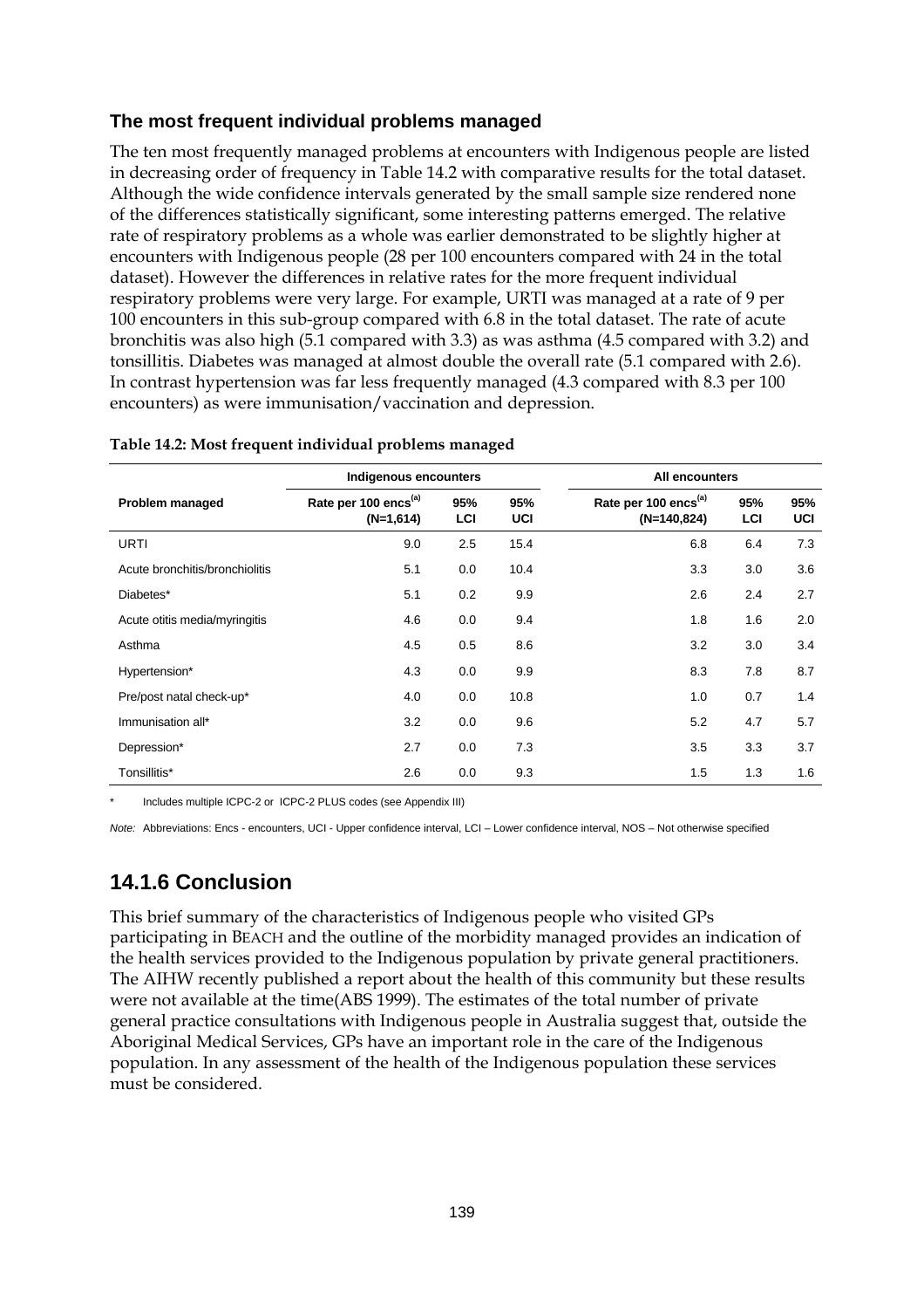### The most frequent individual problems managed

The ten most frequently managed problems at encounters with Indigenous people are listed in decreasing order of frequency in Table 14.2 with comparative results for the total dataset. Although the wide confidence intervals generated by the small sample size rendered none of the differences statistically significant, some interesting patterns emerged. The relative rate of respiratory problems as a whole was earlier demonstrated to be slightly higher at encounters with Indigenous people (28 per 100 encounters compared with 24 in the total dataset). However the differences in relative rates for the more frequent individual respiratory problems were very large. For example, URTI was managed at a rate of 9 per 100 encounters in this sub-group compared with 6.8 in the total dataset. The rate of acute bronchitis was also high (5.1 compared with 3.3) as was asthma (4.5 compared with 3.2) and tonsillitis. Diabetes was managed at almost double the overall rate (5.1 compared with 2.6). In contrast hypertension was far less frequently managed (4.3 compared with 8.3 per 100 encounters) as were immunisation/vaccination and depression.

**Table 14.2: Most frequent individual problems managed**

| | Indigenous encounters | | | All encounters | | |
|---|---|---|---|---|---|---|
| Problem managed | Rate per 100 encs[(a)] (N=1,614) | 95% LCI | 95% UCI | Rate per 100 encs[(a)] (N=140,824) | 95% LCI | 95% UCI |
| URTI | 9.0 | 2.5 | 15.4 | 6.8 | 6.4 | 7.3 |
| Acute bronchitis/bronchiolitis | 5.1 | 0.0 | 10.4 | 3.3 | 3.0 | 3.6 |
| Diabetes* | 5.1 | 0.2 | 9.9 | 2.6 | 2.4 | 2.7 |
| Acute otitis media/myringitis | 4.6 | 0.0 | 9.4 | 1.8 | 1.6 | 2.0 |
| Asthma | 4.5 | 0.5 | 8.6 | 3.2 | 3.0 | 3.4 |
| Hypertension* | 4.3 | 0.0 | 9.9 | 8.3 | 7.8 | 8.7 |
| Pre/post natal check-up* | 4.0 | 0.0 | 10.8 | 1.0 | 0.7 | 1.4 |
| Immunisation all* | 3.2 | 0.0 | 9.6 | 5.2 | 4.7 | 5.7 |
| Depression* | 2.7 | 0.0 | 7.3 | 3.5 | 3.3 | 3.7 |
| Tonsillitis* | 2.6 | 0.0 | 9.3 | 1.5 | 1.3 | 1.6 |

\* Includes multiple ICPC-2 or ICPC-2 PLUS codes (see Appendix III)

*Note:* Abbreviations: Encs - encounters, UCI - Upper confidence interval, LCI – Lower confidence interval, NOS – Not otherwise specified

## 14.1.6 Conclusion

This brief summary of the characteristics of Indigenous people who visited GPs participating in BEACH and the outline of the morbidity managed provides an indication of the health services provided to the Indigenous population by private general practitioners. The AIHW recently published a report about the health of this community but these results were not available at the time(ABS 1999). The estimates of the total number of private general practice consultations with Indigenous people in Australia suggest that, outside the Aboriginal Medical Services, GPs have an important role in the care of the Indigenous population. In any assessment of the health of the Indigenous population these services must be considered.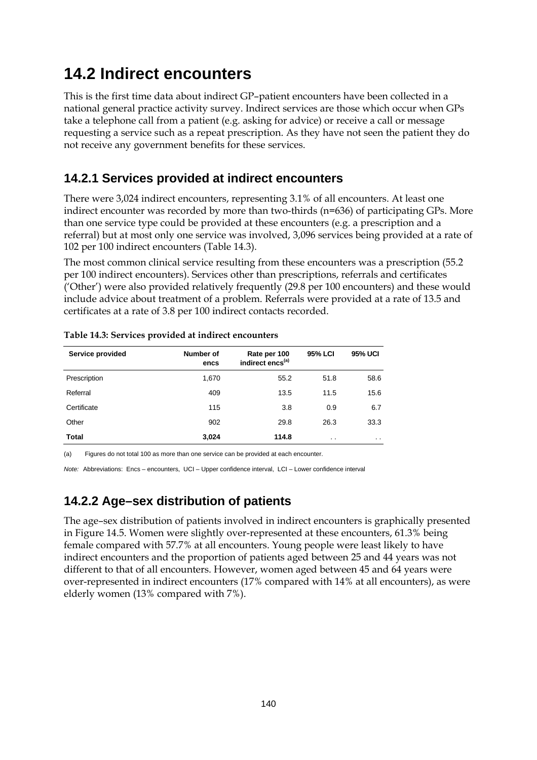# 14.2 Indirect encounters

This is the first time data about indirect GP–patient encounters have been collected in a national general practice activity survey. Indirect services are those which occur when GPs take a telephone call from a patient (e.g. asking for advice) or receive a call or message requesting a service such as a repeat prescription. As they have not seen the patient they do not receive any government benefits for these services.

## 14.2.1 Services provided at indirect encounters

There were 3,024 indirect encounters, representing 3.1% of all encounters. At least one indirect encounter was recorded by more than two-thirds (n=636) of participating GPs. More than one service type could be provided at these encounters (e.g. a prescription and a referral) but at most only one service was involved, 3,096 services being provided at a rate of 102 per 100 indirect encounters (Table 14.3).

The most common clinical service resulting from these encounters was a prescription (55.2 per 100 indirect encounters). Services other than prescriptions, referrals and certificates ('Other') were also provided relatively frequently (29.8 per 100 encounters) and these would include advice about treatment of a problem. Referrals were provided at a rate of 13.5 and certificates at a rate of 3.8 per 100 indirect contacts recorded.

**Table 14.3: Services provided at indirect encounters**

| Service provided | Number of encs | Rate per 100 indirect encs[(a)] | 95% LCI | 95% UCI |
|---|---|---|---|---|
| Prescription | 1,670 | 55.2 | 51.8 | 58.6 |
| Referral | 409 | 13.5 | 11.5 | 15.6 |
| Certificate | 115 | 3.8 | 0.9 | 6.7 |
| Other | 902 | 29.8 | 26.3 | 33.3 |
| **Total** | **3,024** | **114.8** | . . | . . |

(a) Figures do not total 100 as more than one service can be provided at each encounter.

*Note:* Abbreviations: Encs – encounters, UCI – Upper confidence interval, LCI – Lower confidence interval

## 14.2.2 Age–sex distribution of patients

The age–sex distribution of patients involved in indirect encounters is graphically presented in Figure 14.5. Women were slightly over-represented at these encounters, 61.3% being female compared with 57.7% at all encounters. Young people were least likely to have indirect encounters and the proportion of patients aged between 25 and 44 years was not different to that of all encounters. However, women aged between 45 and 64 years were over-represented in indirect encounters (17% compared with 14% at all encounters), as were elderly women (13% compared with 7%).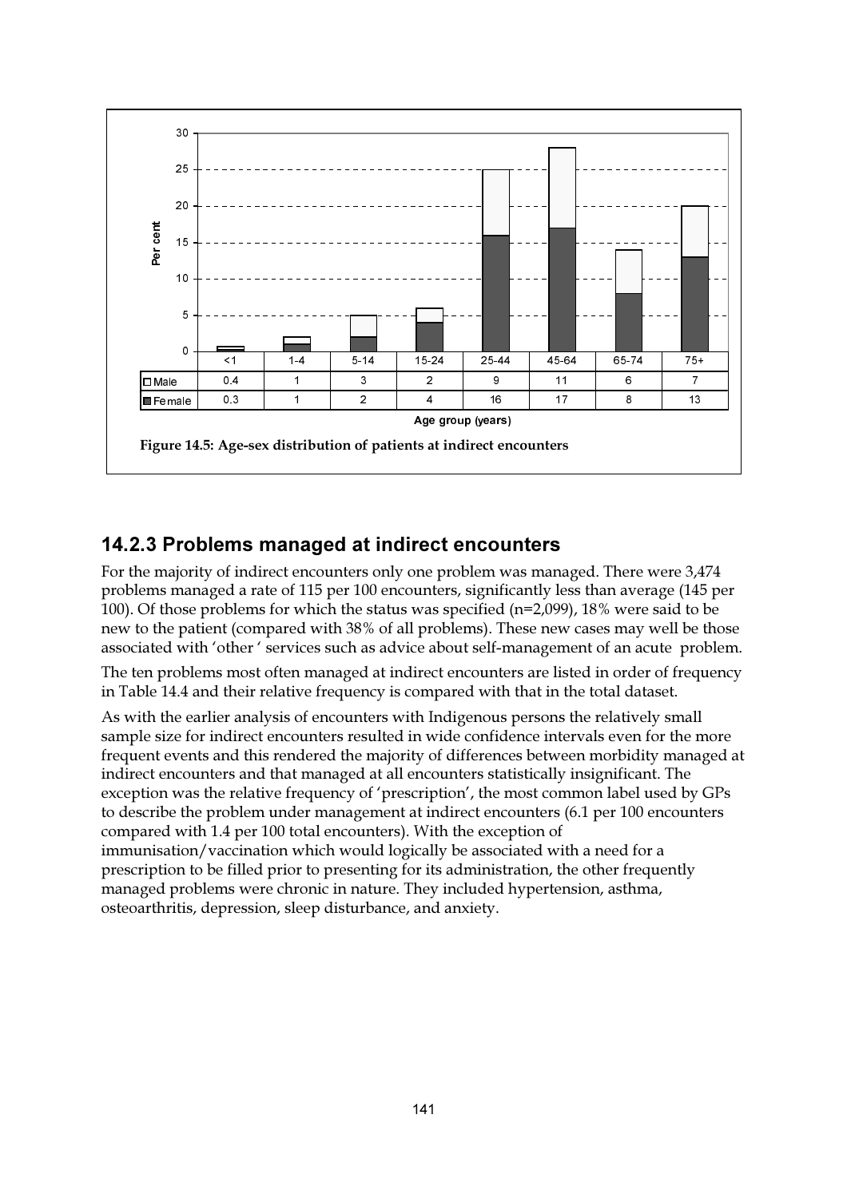| | <1 | 1-4 | 5-14 | 15-24 | 25-44 | 45-64 | 65-74 | 75+ |
|---|---|---|---|---|---|---|---|---|
| Male | 0.4 | 1 | 3 | 2 | 9 | 11 | 6 | 7 |
| Female | 0.3 | 1 | 2 | 4 | 16 | 17 | 8 | 13 |

Age group (years)

**Figure 14.5: Age-sex distribution of patients at indirect encounters**

## 14.2.3 Problems managed at indirect encounters

For the majority of indirect encounters only one problem was managed. There were 3,474 problems managed a rate of 115 per 100 encounters, significantly less than average (145 per 100). Of those problems for which the status was specified (n=2,099), 18% were said to be new to the patient (compared with 38% of all problems). These new cases may well be those associated with 'other ' services such as advice about self-management of an acute problem.

The ten problems most often managed at indirect encounters are listed in order of frequency in Table 14.4 and their relative frequency is compared with that in the total dataset.

As with the earlier analysis of encounters with Indigenous persons the relatively small sample size for indirect encounters resulted in wide confidence intervals even for the more frequent events and this rendered the majority of differences between morbidity managed at indirect encounters and that managed at all encounters statistically insignificant. The exception was the relative frequency of 'prescription', the most common label used by GPs to describe the problem under management at indirect encounters (6.1 per 100 encounters compared with 1.4 per 100 total encounters). With the exception of immunisation/vaccination which would logically be associated with a need for a prescription to be filled prior to presenting for its administration, the other frequently managed problems were chronic in nature. They included hypertension, asthma, osteoarthritis, depression, sleep disturbance, and anxiety.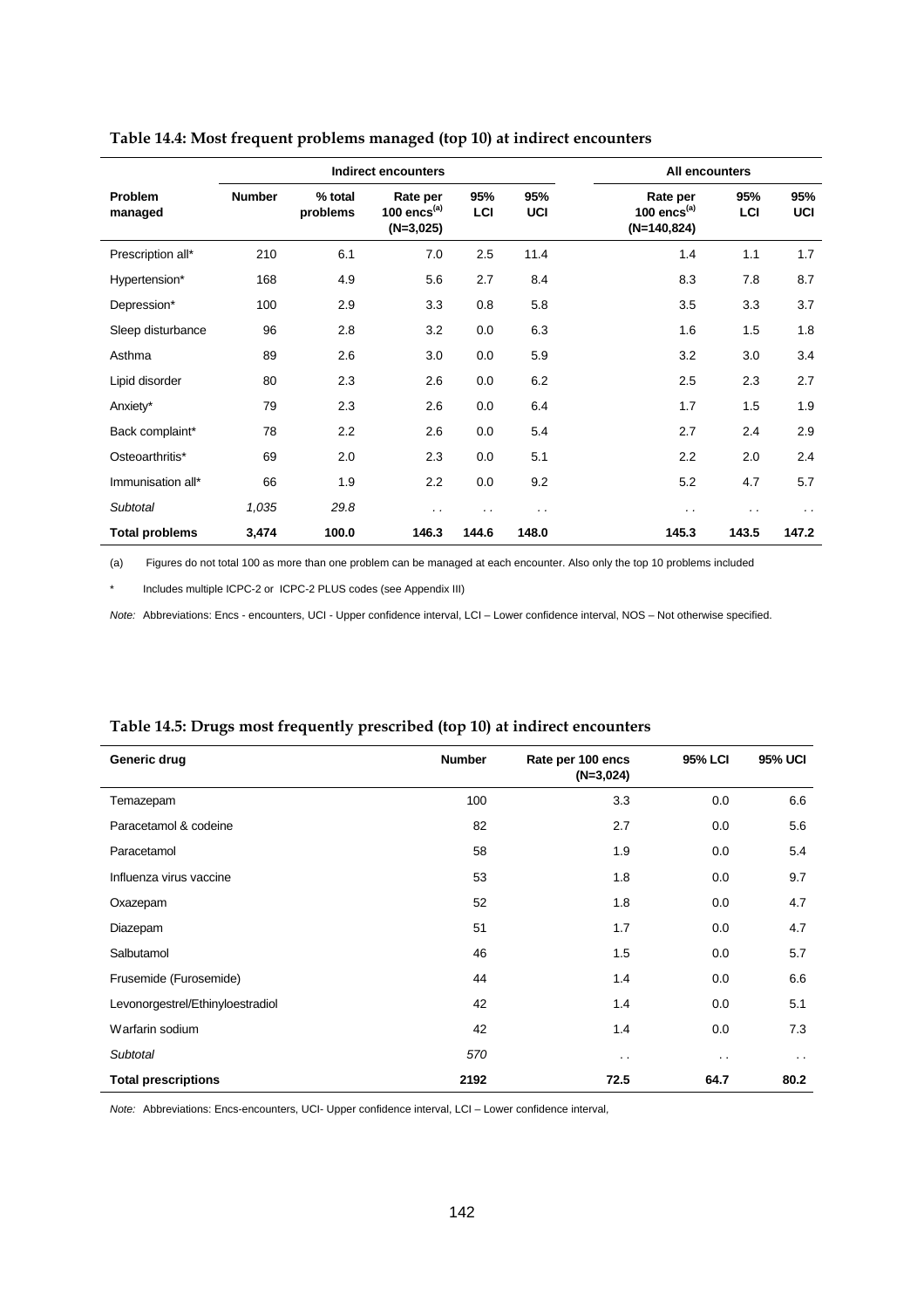**Table 14.4: Most frequent problems managed (top 10) at indirect encounters**

| | Indirect encounters | | | | | All encounters | | |
|---|---|---|---|---|---|---|---|---|
| Problem managed | Number | % total problems | Rate per 100 encs[(a)] (N=3,025) | 95% LCI | 95% UCI | Rate per 100 encs[(a)] (N=140,824) | 95% LCI | 95% UCI |
| Prescription all* | 210 | 6.1 | 7.0 | 2.5 | 11.4 | 1.4 | 1.1 | 1.7 |
| Hypertension* | 168 | 4.9 | 5.6 | 2.7 | 8.4 | 8.3 | 7.8 | 8.7 |
| Depression* | 100 | 2.9 | 3.3 | 0.8 | 5.8 | 3.5 | 3.3 | 3.7 |
| Sleep disturbance | 96 | 2.8 | 3.2 | 0.0 | 6.3 | 1.6 | 1.5 | 1.8 |
| Asthma | 89 | 2.6 | 3.0 | 0.0 | 5.9 | 3.2 | 3.0 | 3.4 |
| Lipid disorder | 80 | 2.3 | 2.6 | 0.0 | 6.2 | 2.5 | 2.3 | 2.7 |
| Anxiety* | 79 | 2.3 | 2.6 | 0.0 | 6.4 | 1.7 | 1.5 | 1.9 |
| Back complaint* | 78 | 2.2 | 2.6 | 0.0 | 5.4 | 2.7 | 2.4 | 2.9 |
| Osteoarthritis* | 69 | 2.0 | 2.3 | 0.0 | 5.1 | 2.2 | 2.0 | 2.4 |
| Immunisation all* | 66 | 1.9 | 2.2 | 0.0 | 9.2 | 5.2 | 4.7 | 5.7 |
| *Subtotal* | *1,035* | *29.8* | . . | . . | . . | . . | . . | . . |
| **Total problems** | **3,474** | **100.0** | **146.3** | **144.6** | **148.0** | **145.3** | **143.5** | **147.2** |

(a) Figures do not total 100 as more than one problem can be managed at each encounter. Also only the top 10 problems included

\* Includes multiple ICPC-2 or ICPC-2 PLUS codes (see Appendix III)

*Note:* Abbreviations: Encs - encounters, UCI - Upper confidence interval, LCI – Lower confidence interval, NOS – Not otherwise specified.

**Table 14.5: Drugs most frequently prescribed (top 10) at indirect encounters**

| Generic drug | Number | Rate per 100 encs (N=3,024) | 95% LCI | 95% UCI |
|---|---|---|---|---|
| Temazepam | 100 | 3.3 | 0.0 | 6.6 |
| Paracetamol & codeine | 82 | 2.7 | 0.0 | 5.6 |
| Paracetamol | 58 | 1.9 | 0.0 | 5.4 |
| Influenza virus vaccine | 53 | 1.8 | 0.0 | 9.7 |
| Oxazepam | 52 | 1.8 | 0.0 | 4.7 |
| Diazepam | 51 | 1.7 | 0.0 | 4.7 |
| Salbutamol | 46 | 1.5 | 0.0 | 5.7 |
| Frusemide (Furosemide) | 44 | 1.4 | 0.0 | 6.6 |
| Levonorgestrel/Ethinyloestradiol | 42 | 1.4 | 0.0 | 5.1 |
| Warfarin sodium | 42 | 1.4 | 0.0 | 7.3 |
| *Subtotal* | *570* | . . | . . | . . |
| **Total prescriptions** | **2192** | **72.5** | **64.7** | **80.2** |

*Note:* Abbreviations: Encs-encounters, UCI- Upper confidence interval, LCI – Lower confidence interval,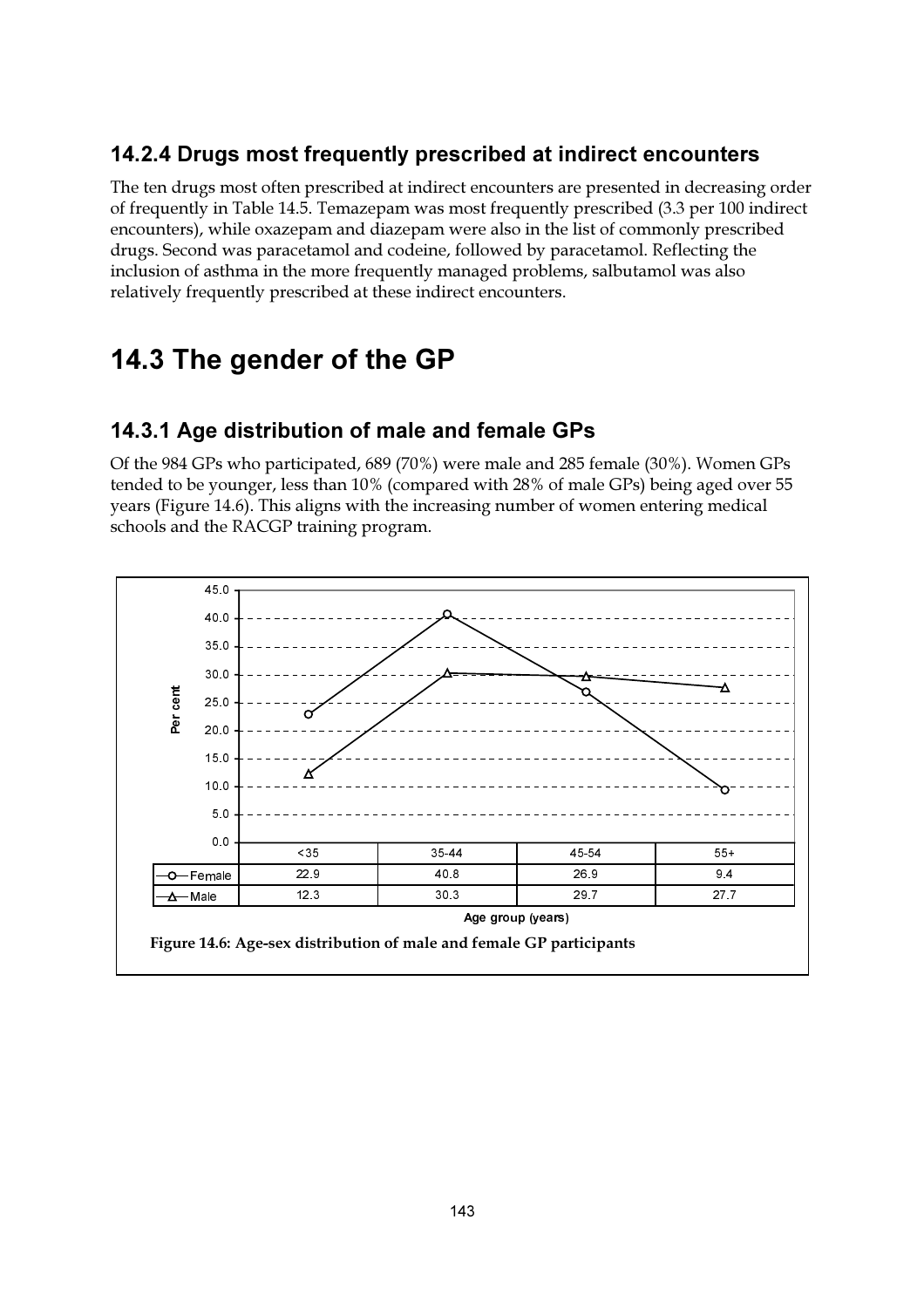### 14.2.4 Drugs most frequently prescribed at indirect encounters

The ten drugs most often prescribed at indirect encounters are presented in decreasing order of frequently in Table 14.5. Temazepam was most frequently prescribed (3.3 per 100 indirect encounters), while oxazepam and diazepam were also in the list of commonly prescribed drugs. Second was paracetamol and codeine, followed by paracetamol. Reflecting the inclusion of asthma in the more frequently managed problems, salbutamol was also relatively frequently prescribed at these indirect encounters.

## 14.3 The gender of the GP

### 14.3.1 Age distribution of male and female GPs

Of the 984 GPs who participated, 689 (70%) were male and 285 female (30%). Women GPs tended to be younger, less than 10% (compared with 28% of male GPs) being aged over 55 years (Figure 14.6). This aligns with the increasing number of women entering medical schools and the RACGP training program.

| Age group (years) | <35 | 35-44 | 45-54 | 55+ |
|---|---|---|---|---|
| Female | 22.9 | 40.8 | 26.9 | 9.4 |
| Male | 12.3 | 30.3 | 29.7 | 27.7 |

**Figure 14.6: Age-sex distribution of male and female GP participants**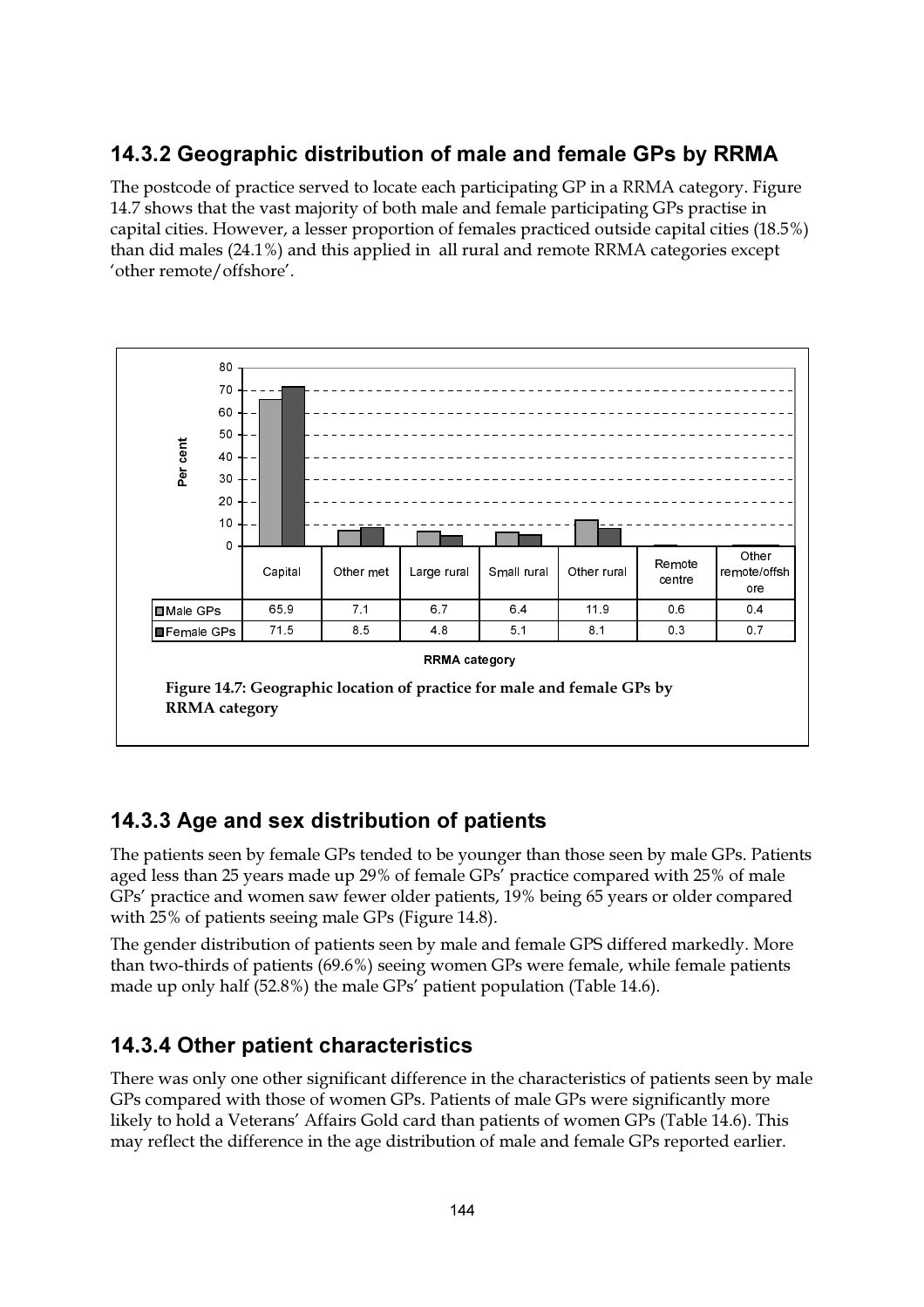### 14.3.2 Geographic distribution of male and female GPs by RRMA

The postcode of practice served to locate each participating GP in a RRMA category. Figure 14.7 shows that the vast majority of both male and female participating GPs practise in capital cities. However, a lesser proportion of females practiced outside capital cities (18.5%) than did males (24.1%) and this applied in all rural and remote RRMA categories except 'other remote/offshore'.

| RRMA category | Capital | Other met | Large rural | Small rural | Other rural | Remote centre | Other remote/offshore |
|---|---|---|---|---|---|---|---|
| Male GPs | 65.9 | 7.1 | 6.7 | 6.4 | 11.9 | 0.6 | 0.4 |
| Female GPs | 71.5 | 8.5 | 4.8 | 5.1 | 8.1 | 0.3 | 0.7 |

**Figure 14.7: Geographic location of practice for male and female GPs by RRMA category**

### 14.3.3 Age and sex distribution of patients

The patients seen by female GPs tended to be younger than those seen by male GPs. Patients aged less than 25 years made up 29% of female GPs' practice compared with 25% of male GPs' practice and women saw fewer older patients, 19% being 65 years or older compared with 25% of patients seeing male GPs (Figure 14.8).

The gender distribution of patients seen by male and female GPS differed markedly. More than two-thirds of patients (69.6%) seeing women GPs were female, while female patients made up only half (52.8%) the male GPs' patient population (Table 14.6).

### 14.3.4 Other patient characteristics

There was only one other significant difference in the characteristics of patients seen by male GPs compared with those of women GPs. Patients of male GPs were significantly more likely to hold a Veterans' Affairs Gold card than patients of women GPs (Table 14.6). This may reflect the difference in the age distribution of male and female GPs reported earlier.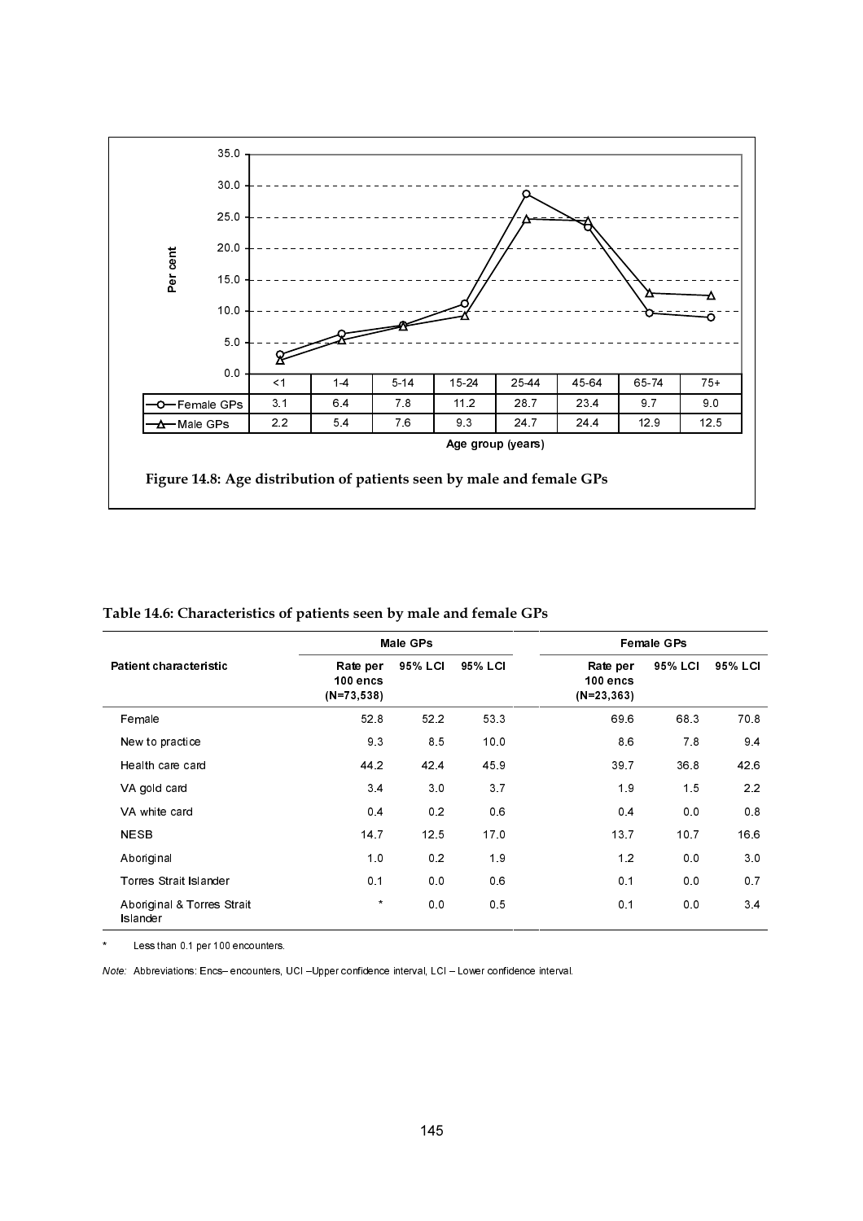| | <1 | 1-4 | 5-14 | 15-24 | 25-44 | 45-64 | 65-74 | 75+ |
|---|---|---|---|---|---|---|---|---|
| Female GPs | 3.1 | 6.4 | 7.8 | 11.2 | 28.7 | 23.4 | 9.7 | 9.0 |
| Male GPs | 2.2 | 5.4 | 7.6 | 9.3 | 24.7 | 24.4 | 12.9 | 12.5 |

Age group (years)

**Figure 14.8: Age distribution of patients seen by male and female GPs**

**Table 14.6: Characteristics of patients seen by male and female GPs**

| | Male GPs | | | Female GPs | | |
|---|---|---|---|---|---|---|
| Patient characteristic | Rate per 100 encs (N=73,538) | 95% LCI | 95% LCI | Rate per 100 encs (N=23,363) | 95% LCI | 95% LCI |
| Female | 52.8 | 52.2 | 53.3 | 69.6 | 68.3 | 70.8 |
| New to practice | 9.3 | 8.5 | 10.0 | 8.6 | 7.8 | 9.4 |
| Health care card | 44.2 | 42.4 | 45.9 | 39.7 | 36.8 | 42.6 |
| VA gold card | 3.4 | 3.0 | 3.7 | 1.9 | 1.5 | 2.2 |
| VA white card | 0.4 | 0.2 | 0.6 | 0.4 | 0.0 | 0.8 |
| NESB | 14.7 | 12.5 | 17.0 | 13.7 | 10.7 | 16.6 |
| Aboriginal | 1.0 | 0.2 | 1.9 | 1.2 | 0.0 | 3.0 |
| Torres Strait Islander | 0.1 | 0.0 | 0.6 | 0.1 | 0.0 | 0.7 |
| Aboriginal & Torres Strait Islander | * | 0.0 | 0.5 | 0.1 | 0.0 | 3.4 |

\* Less than 0.1 per 100 encounters.

*Note:* Abbreviations: Encs– encounters, UCI –Upper confidence interval, LCI – Lower confidence interval.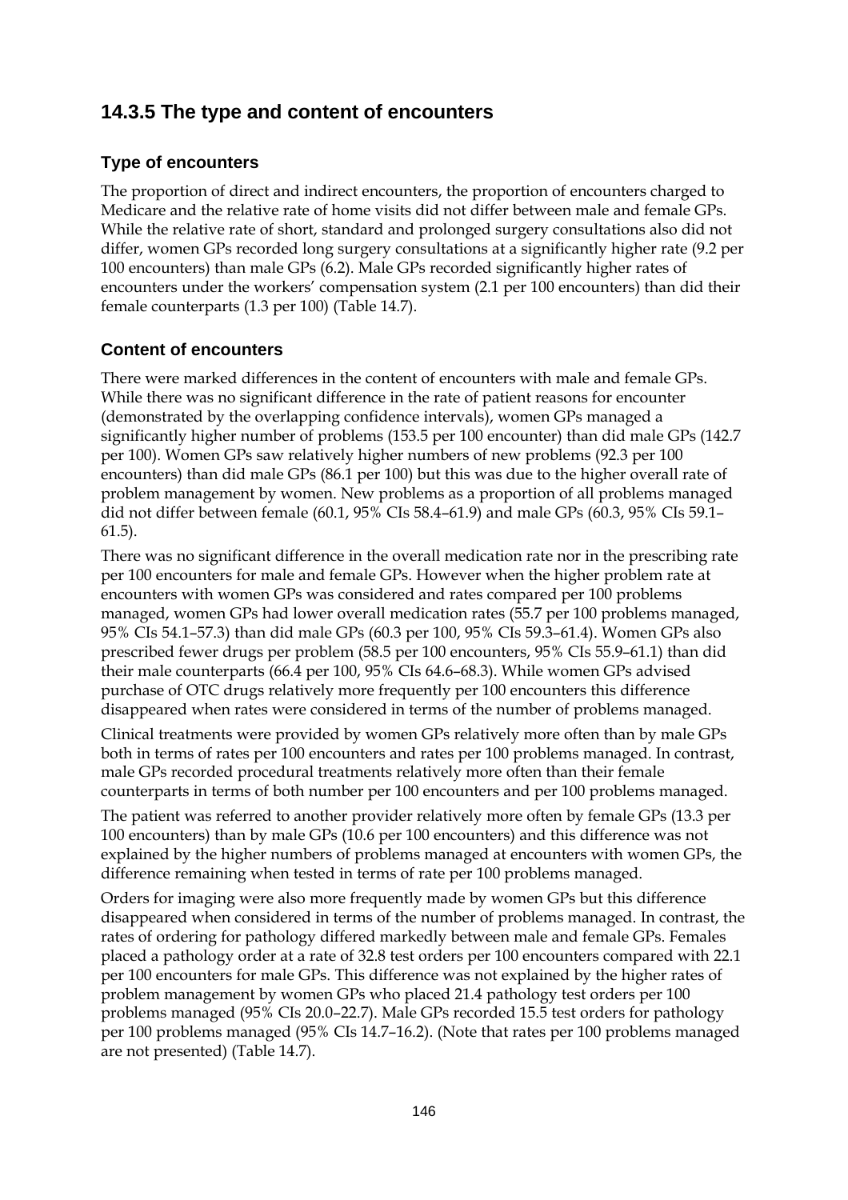## 14.3.5 The type and content of encounters

### Type of encounters

The proportion of direct and indirect encounters, the proportion of encounters charged to Medicare and the relative rate of home visits did not differ between male and female GPs. While the relative rate of short, standard and prolonged surgery consultations also did not differ, women GPs recorded long surgery consultations at a significantly higher rate (9.2 per 100 encounters) than male GPs (6.2). Male GPs recorded significantly higher rates of encounters under the workers' compensation system (2.1 per 100 encounters) than did their female counterparts (1.3 per 100) (Table 14.7).

### Content of encounters

There were marked differences in the content of encounters with male and female GPs. While there was no significant difference in the rate of patient reasons for encounter (demonstrated by the overlapping confidence intervals), women GPs managed a significantly higher number of problems (153.5 per 100 encounter) than did male GPs (142.7 per 100). Women GPs saw relatively higher numbers of new problems (92.3 per 100 encounters) than did male GPs (86.1 per 100) but this was due to the higher overall rate of problem management by women. New problems as a proportion of all problems managed did not differ between female (60.1, 95% CIs 58.4–61.9) and male GPs (60.3, 95% CIs 59.1–61.5).

There was no significant difference in the overall medication rate nor in the prescribing rate per 100 encounters for male and female GPs. However when the higher problem rate at encounters with women GPs was considered and rates compared per 100 problems managed, women GPs had lower overall medication rates (55.7 per 100 problems managed, 95% CIs 54.1–57.3) than did male GPs (60.3 per 100, 95% CIs 59.3–61.4). Women GPs also prescribed fewer drugs per problem (58.5 per 100 encounters, 95% CIs 55.9–61.1) than did their male counterparts (66.4 per 100, 95% CIs 64.6–68.3). While women GPs advised purchase of OTC drugs relatively more frequently per 100 encounters this difference disappeared when rates were considered in terms of the number of problems managed.

Clinical treatments were provided by women GPs relatively more often than by male GPs both in terms of rates per 100 encounters and rates per 100 problems managed. In contrast, male GPs recorded procedural treatments relatively more often than their female counterparts in terms of both number per 100 encounters and per 100 problems managed.

The patient was referred to another provider relatively more often by female GPs (13.3 per 100 encounters) than by male GPs (10.6 per 100 encounters) and this difference was not explained by the higher numbers of problems managed at encounters with women GPs, the difference remaining when tested in terms of rate per 100 problems managed.

Orders for imaging were also more frequently made by women GPs but this difference disappeared when considered in terms of the number of problems managed. In contrast, the rates of ordering for pathology differed markedly between male and female GPs. Females placed a pathology order at a rate of 32.8 test orders per 100 encounters compared with 22.1 per 100 encounters for male GPs. This difference was not explained by the higher rates of problem management by women GPs who placed 21.4 pathology test orders per 100 problems managed (95% CIs 20.0–22.7). Male GPs recorded 15.5 test orders for pathology per 100 problems managed (95% CIs 14.7–16.2). (Note that rates per 100 problems managed are not presented) (Table 14.7).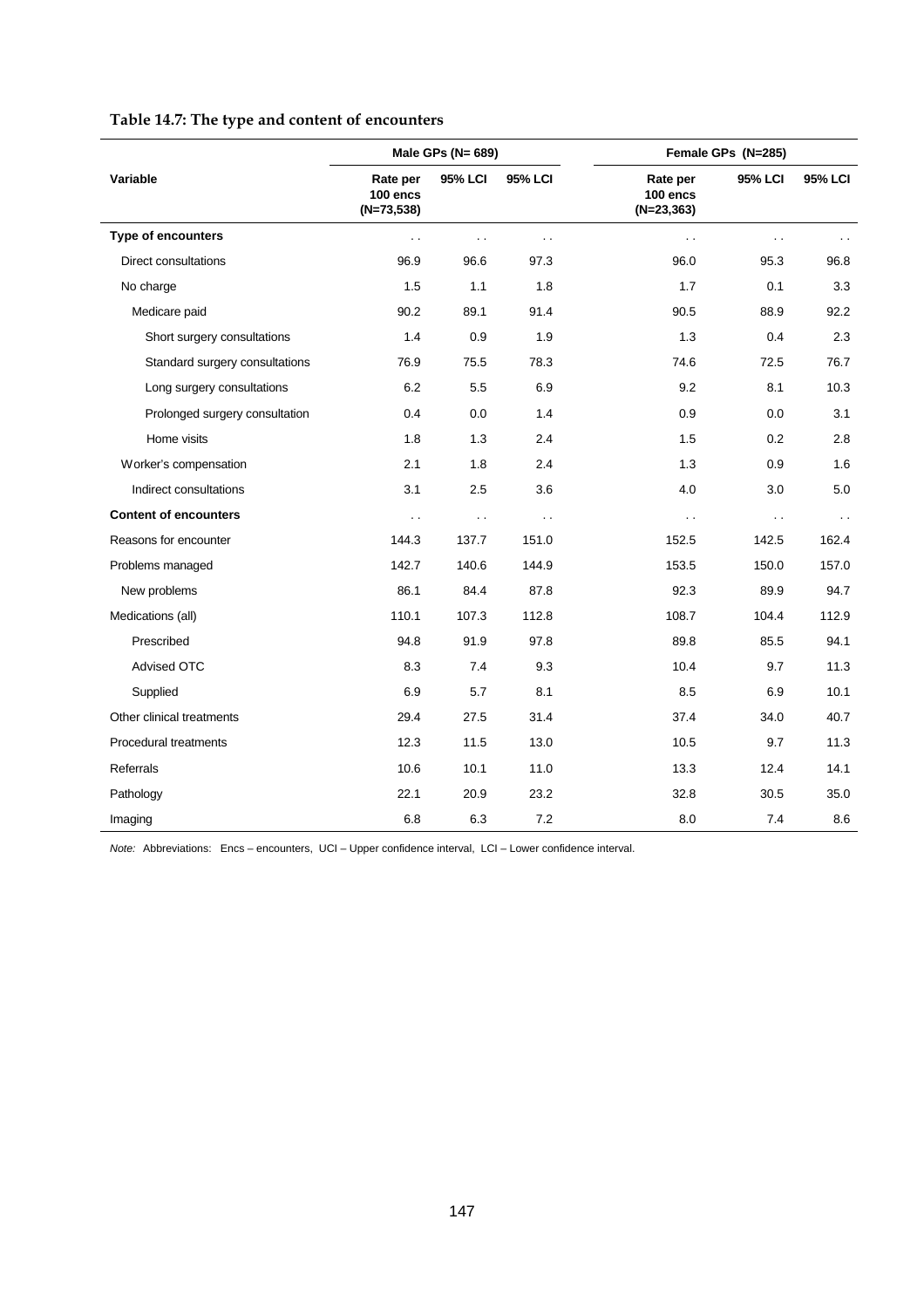**Table 14.7: The type and content of encounters**

| Variable | Male GPs (N= 689) | | | Female GPs (N=285) | | |
|---|---|---|---|---|---|---|
| | Rate per 100 encs (N=73,538) | 95% LCI | 95% LCI | Rate per 100 encs (N=23,363) | 95% LCI | 95% LCI |
| **Type of encounters** | . . | . . | . . | . . | . . | . . |
| Direct consultations | 96.9 | 96.6 | 97.3 | 96.0 | 95.3 | 96.8 |
| No charge | 1.5 | 1.1 | 1.8 | 1.7 | 0.1 | 3.3 |
| Medicare paid | 90.2 | 89.1 | 91.4 | 90.5 | 88.9 | 92.2 |
| Short surgery consultations | 1.4 | 0.9 | 1.9 | 1.3 | 0.4 | 2.3 |
| Standard surgery consultations | 76.9 | 75.5 | 78.3 | 74.6 | 72.5 | 76.7 |
| Long surgery consultations | 6.2 | 5.5 | 6.9 | 9.2 | 8.1 | 10.3 |
| Prolonged surgery consultation | 0.4 | 0.0 | 1.4 | 0.9 | 0.0 | 3.1 |
| Home visits | 1.8 | 1.3 | 2.4 | 1.5 | 0.2 | 2.8 |
| Worker's compensation | 2.1 | 1.8 | 2.4 | 1.3 | 0.9 | 1.6 |
| Indirect consultations | 3.1 | 2.5 | 3.6 | 4.0 | 3.0 | 5.0 |
| **Content of encounters** | . . | . . | . . | . . | . . | . . |
| Reasons for encounter | 144.3 | 137.7 | 151.0 | 152.5 | 142.5 | 162.4 |
| Problems managed | 142.7 | 140.6 | 144.9 | 153.5 | 150.0 | 157.0 |
| New problems | 86.1 | 84.4 | 87.8 | 92.3 | 89.9 | 94.7 |
| Medications (all) | 110.1 | 107.3 | 112.8 | 108.7 | 104.4 | 112.9 |
| Prescribed | 94.8 | 91.9 | 97.8 | 89.8 | 85.5 | 94.1 |
| Advised OTC | 8.3 | 7.4 | 9.3 | 10.4 | 9.7 | 11.3 |
| Supplied | 6.9 | 5.7 | 8.1 | 8.5 | 6.9 | 10.1 |
| Other clinical treatments | 29.4 | 27.5 | 31.4 | 37.4 | 34.0 | 40.7 |
| Procedural treatments | 12.3 | 11.5 | 13.0 | 10.5 | 9.7 | 11.3 |
| Referrals | 10.6 | 10.1 | 11.0 | 13.3 | 12.4 | 14.1 |
| Pathology | 22.1 | 20.9 | 23.2 | 32.8 | 30.5 | 35.0 |
| Imaging | 6.8 | 6.3 | 7.2 | 8.0 | 7.4 | 8.6 |

*Note:* Abbreviations: Encs – encounters, UCI – Upper confidence interval, LCI – Lower confidence interval.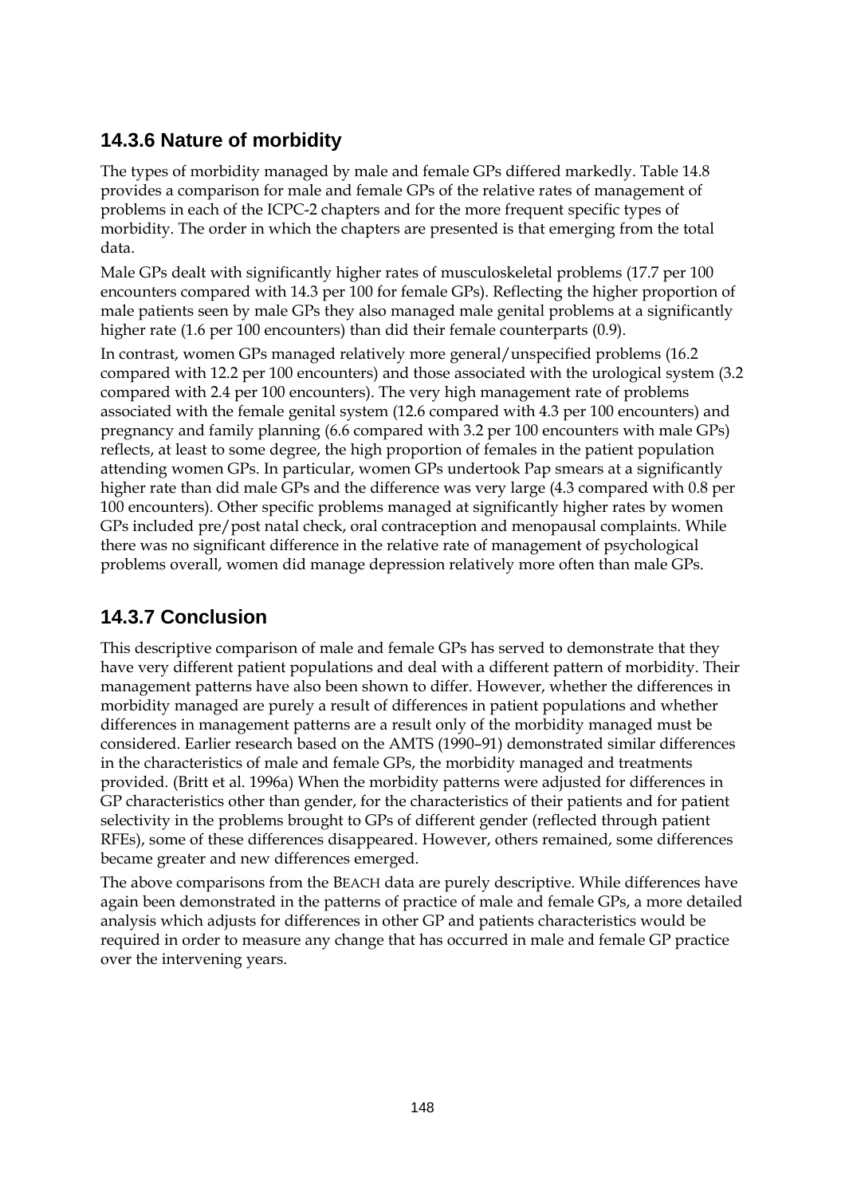### 14.3.6 Nature of morbidity

The types of morbidity managed by male and female GPs differed markedly. Table 14.8 provides a comparison for male and female GPs of the relative rates of management of problems in each of the ICPC-2 chapters and for the more frequent specific types of morbidity. The order in which the chapters are presented is that emerging from the total data.

Male GPs dealt with significantly higher rates of musculoskeletal problems (17.7 per 100 encounters compared with 14.3 per 100 for female GPs). Reflecting the higher proportion of male patients seen by male GPs they also managed male genital problems at a significantly higher rate (1.6 per 100 encounters) than did their female counterparts (0.9).

In contrast, women GPs managed relatively more general/unspecified problems (16.2 compared with 12.2 per 100 encounters) and those associated with the urological system (3.2 compared with 2.4 per 100 encounters). The very high management rate of problems associated with the female genital system (12.6 compared with 4.3 per 100 encounters) and pregnancy and family planning (6.6 compared with 3.2 per 100 encounters with male GPs) reflects, at least to some degree, the high proportion of females in the patient population attending women GPs. In particular, women GPs undertook Pap smears at a significantly higher rate than did male GPs and the difference was very large (4.3 compared with 0.8 per 100 encounters). Other specific problems managed at significantly higher rates by women GPs included pre/post natal check, oral contraception and menopausal complaints. While there was no significant difference in the relative rate of management of psychological problems overall, women did manage depression relatively more often than male GPs.

### 14.3.7 Conclusion

This descriptive comparison of male and female GPs has served to demonstrate that they have very different patient populations and deal with a different pattern of morbidity. Their management patterns have also been shown to differ. However, whether the differences in morbidity managed are purely a result of differences in patient populations and whether differences in management patterns are a result only of the morbidity managed must be considered. Earlier research based on the AMTS (1990–91) demonstrated similar differences in the characteristics of male and female GPs, the morbidity managed and treatments provided. (Britt et al. 1996a) When the morbidity patterns were adjusted for differences in GP characteristics other than gender, for the characteristics of their patients and for patient selectivity in the problems brought to GPs of different gender (reflected through patient RFEs), some of these differences disappeared. However, others remained, some differences became greater and new differences emerged.

The above comparisons from the BEACH data are purely descriptive. While differences have again been demonstrated in the patterns of practice of male and female GPs, a more detailed analysis which adjusts for differences in other GP and patients characteristics would be required in order to measure any change that has occurred in male and female GP practice over the intervening years.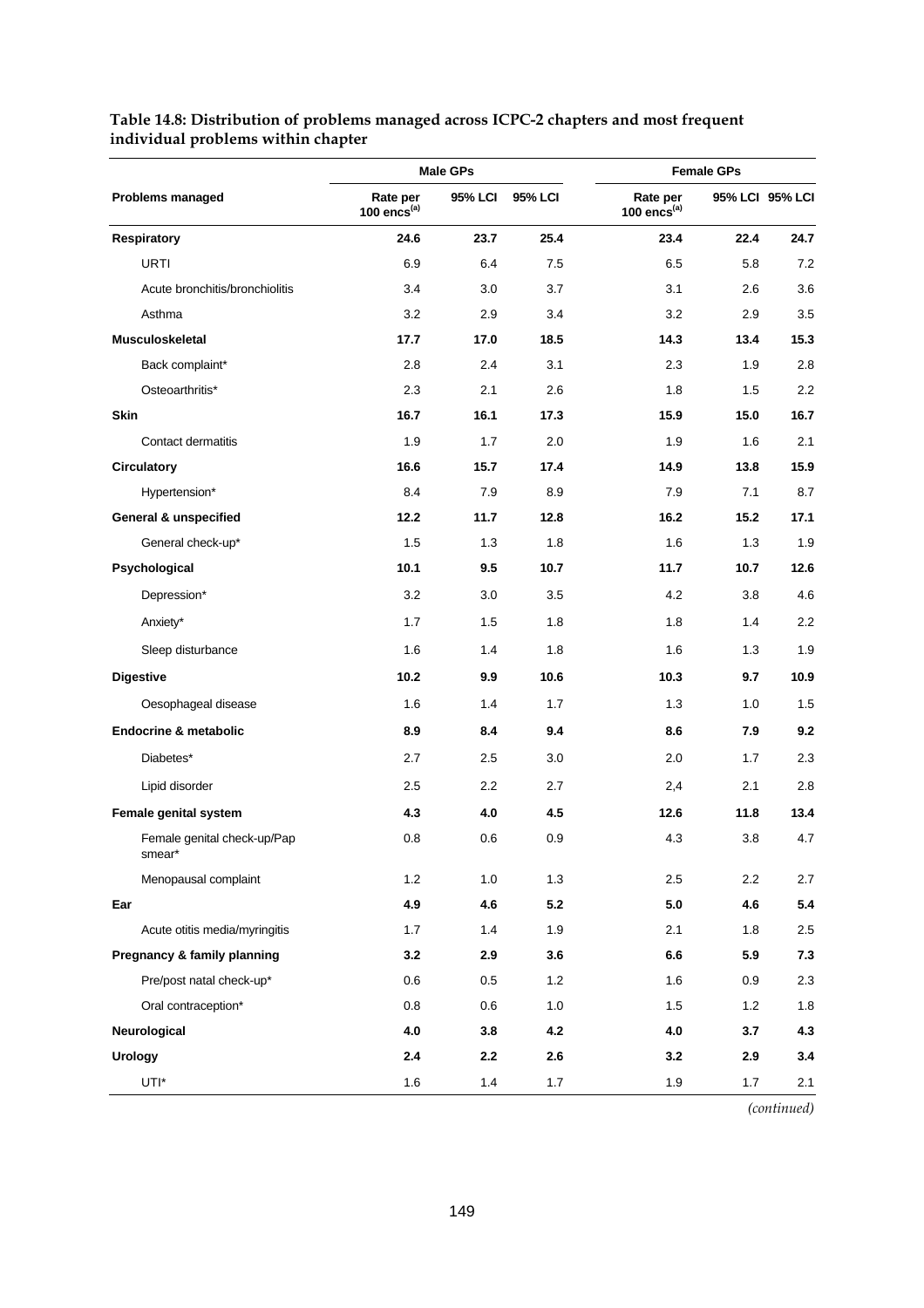**Table 14.8: Distribution of problems managed across ICPC-2 chapters and most frequent individual problems within chapter**

| | Male GPs | | | Female GPs | | |
|---|---|---|---|---|---|---|
| **Problems managed** | **Rate per 100 encs[(a)]** | **95% LCI** | **95% LCI** | **Rate per 100 encs[(a)]** | **95% LCI** | **95% LCI** |
| **Respiratory** | **24.6** | **23.7** | **25.4** | **23.4** | **22.4** | **24.7** |
| URTI | 6.9 | 6.4 | 7.5 | 6.5 | 5.8 | 7.2 |
| Acute bronchitis/bronchiolitis | 3.4 | 3.0 | 3.7 | 3.1 | 2.6 | 3.6 |
| Asthma | 3.2 | 2.9 | 3.4 | 3.2 | 2.9 | 3.5 |
| **Musculoskeletal** | **17.7** | **17.0** | **18.5** | **14.3** | **13.4** | **15.3** |
| Back complaint* | 2.8 | 2.4 | 3.1 | 2.3 | 1.9 | 2.8 |
| Osteoarthritis* | 2.3 | 2.1 | 2.6 | 1.8 | 1.5 | 2.2 |
| **Skin** | **16.7** | **16.1** | **17.3** | **15.9** | **15.0** | **16.7** |
| Contact dermatitis | 1.9 | 1.7 | 2.0 | 1.9 | 1.6 | 2.1 |
| **Circulatory** | **16.6** | **15.7** | **17.4** | **14.9** | **13.8** | **15.9** |
| Hypertension* | 8.4 | 7.9 | 8.9 | 7.9 | 7.1 | 8.7 |
| **General & unspecified** | **12.2** | **11.7** | **12.8** | **16.2** | **15.2** | **17.1** |
| General check-up* | 1.5 | 1.3 | 1.8 | 1.6 | 1.3 | 1.9 |
| **Psychological** | **10.1** | **9.5** | **10.7** | **11.7** | **10.7** | **12.6** |
| Depression* | 3.2 | 3.0 | 3.5 | 4.2 | 3.8 | 4.6 |
| Anxiety* | 1.7 | 1.5 | 1.8 | 1.8 | 1.4 | 2.2 |
| Sleep disturbance | 1.6 | 1.4 | 1.8 | 1.6 | 1.3 | 1.9 |
| **Digestive** | **10.2** | **9.9** | **10.6** | **10.3** | **9.7** | **10.9** |
| Oesophageal disease | 1.6 | 1.4 | 1.7 | 1.3 | 1.0 | 1.5 |
| **Endocrine & metabolic** | **8.9** | **8.4** | **9.4** | **8.6** | **7.9** | **9.2** |
| Diabetes* | 2.7 | 2.5 | 3.0 | 2.0 | 1.7 | 2.3 |
| Lipid disorder | 2.5 | 2.2 | 2.7 | 2,4 | 2.1 | 2.8 |
| **Female genital system** | **4.3** | **4.0** | **4.5** | **12.6** | **11.8** | **13.4** |
| Female genital check-up/Pap smear* | 0.8 | 0.6 | 0.9 | 4.3 | 3.8 | 4.7 |
| Menopausal complaint | 1.2 | 1.0 | 1.3 | 2.5 | 2.2 | 2.7 |
| **Ear** | **4.9** | **4.6** | **5.2** | **5.0** | **4.6** | **5.4** |
| Acute otitis media/myringitis | 1.7 | 1.4 | 1.9 | 2.1 | 1.8 | 2.5 |
| **Pregnancy & family planning** | **3.2** | **2.9** | **3.6** | **6.6** | **5.9** | **7.3** |
| Pre/post natal check-up* | 0.6 | 0.5 | 1.2 | 1.6 | 0.9 | 2.3 |
| Oral contraception* | 0.8 | 0.6 | 1.0 | 1.5 | 1.2 | 1.8 |
| **Neurological** | **4.0** | **3.8** | **4.2** | **4.0** | **3.7** | **4.3** |
| **Urology** | **2.4** | **2.2** | **2.6** | **3.2** | **2.9** | **3.4** |
| UTI* | 1.6 | 1.4 | 1.7 | 1.9 | 1.7 | 2.1 |

*(continued)*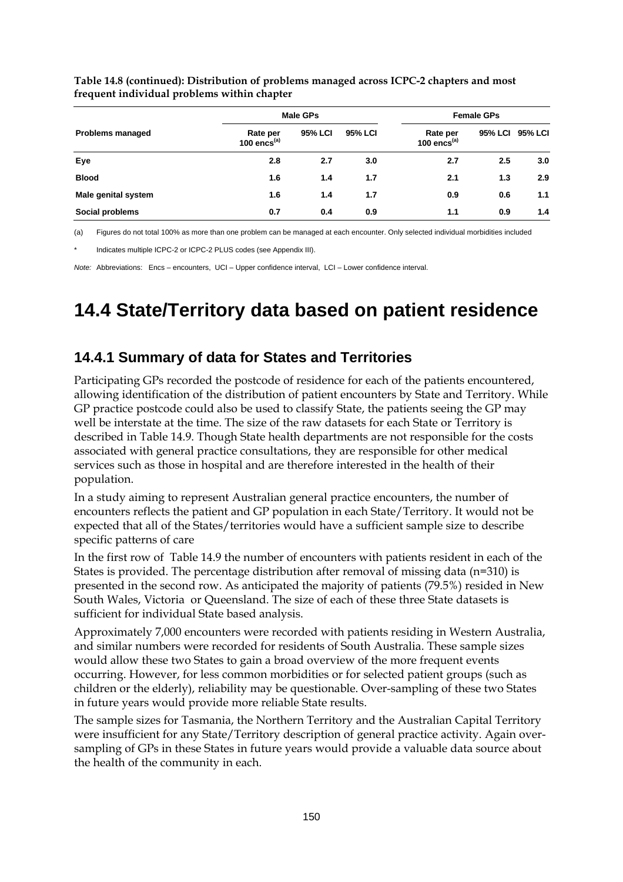**Table 14.8 (continued): Distribution of problems managed across ICPC-2 chapters and most frequent individual problems within chapter**

| Problems managed | Male GPs | | | Female GPs | | |
|---|---|---|---|---|---|---|
| | Rate per 100 encs[(a)] | 95% LCI | 95% LCI | Rate per 100 encs[(a)] | 95% LCI | 95% LCI |
| **Eye** | **2.8** | **2.7** | **3.0** | **2.7** | **2.5** | **3.0** |
| **Blood** | **1.6** | **1.4** | **1.7** | **2.1** | **1.3** | **2.9** |
| **Male genital system** | **1.6** | **1.4** | **1.7** | **0.9** | **0.6** | **1.1** |
| **Social problems** | **0.7** | **0.4** | **0.9** | **1.1** | **0.9** | **1.4** |

(a) Figures do not total 100% as more than one problem can be managed at each encounter. Only selected individual morbidities included

\* Indicates multiple ICPC-2 or ICPC-2 PLUS codes (see Appendix III).

*Note:* Abbreviations: Encs – encounters, UCI – Upper confidence interval, LCI – Lower confidence interval.

# 14.4 State/Territory data based on patient residence

## 14.4.1 Summary of data for States and Territories

Participating GPs recorded the postcode of residence for each of the patients encountered, allowing identification of the distribution of patient encounters by State and Territory. While GP practice postcode could also be used to classify State, the patients seeing the GP may well be interstate at the time. The size of the raw datasets for each State or Territory is described in Table 14.9. Though State health departments are not responsible for the costs associated with general practice consultations, they are responsible for other medical services such as those in hospital and are therefore interested in the health of their population.

In a study aiming to represent Australian general practice encounters, the number of encounters reflects the patient and GP population in each State/Territory. It would not be expected that all of the States/territories would have a sufficient sample size to describe specific patterns of care

In the first row of Table 14.9 the number of encounters with patients resident in each of the States is provided. The percentage distribution after removal of missing data (n=310) is presented in the second row. As anticipated the majority of patients (79.5%) resided in New South Wales, Victoria or Queensland. The size of each of these three State datasets is sufficient for individual State based analysis.

Approximately 7,000 encounters were recorded with patients residing in Western Australia, and similar numbers were recorded for residents of South Australia. These sample sizes would allow these two States to gain a broad overview of the more frequent events occurring. However, for less common morbidities or for selected patient groups (such as children or the elderly), reliability may be questionable. Over-sampling of these two States in future years would provide more reliable State results.

The sample sizes for Tasmania, the Northern Territory and the Australian Capital Territory were insufficient for any State/Territory description of general practice activity. Again over-sampling of GPs in these States in future years would provide a valuable data source about the health of the community in each.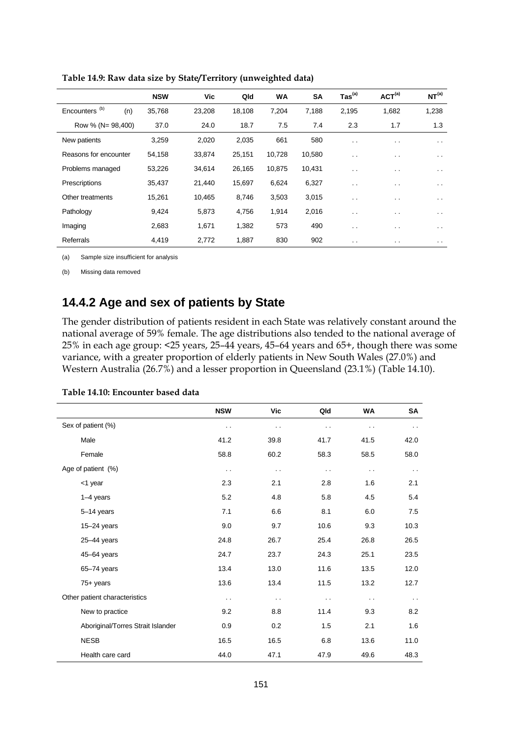**Table 14.9: Raw data size by State/Territory (unweighted data)**

| | NSW | Vic | Qld | WA | SA | Tas[(a)] | ACT[(a)] | NT[(a)] |
|---|---|---|---|---|---|---|---|---|
| Encounters [(b)] (n) | 35,768 | 23,208 | 18,108 | 7,204 | 7,188 | 2,195 | 1,682 | 1,238 |
| Row % (N= 98,400) | 37.0 | 24.0 | 18.7 | 7.5 | 7.4 | 2.3 | 1.7 | 1.3 |
| New patients | 3,259 | 2,020 | 2,035 | 661 | 580 | . . | . . | . . |
| Reasons for encounter | 54,158 | 33,874 | 25,151 | 10,728 | 10,580 | . . | . . | . . |
| Problems managed | 53,226 | 34,614 | 26,165 | 10,875 | 10,431 | . . | . . | . . |
| Prescriptions | 35,437 | 21,440 | 15,697 | 6,624 | 6,327 | . . | . . | . . |
| Other treatments | 15,261 | 10,465 | 8,746 | 3,503 | 3,015 | . . | . . | . . |
| Pathology | 9,424 | 5,873 | 4,756 | 1,914 | 2,016 | . . | . . | . . |
| Imaging | 2,683 | 1,671 | 1,382 | 573 | 490 | . . | . . | . . |
| Referrals | 4,419 | 2,772 | 1,887 | 830 | 902 | . . | . . | . . |

(a) Sample size insufficient for analysis

(b) Missing data removed

## 14.4.2 Age and sex of patients by State

The gender distribution of patients resident in each State was relatively constant around the national average of 59% female. The age distributions also tended to the national average of 25% in each age group: <25 years, 25–44 years, 45–64 years and 65+, though there was some variance, with a greater proportion of elderly patients in New South Wales (27.0%) and Western Australia (26.7%) and a lesser proportion in Queensland (23.1%) (Table 14.10).

**Table 14.10: Encounter based data**

| | NSW | Vic | Qld | WA | SA |
|---|---|---|---|---|---|
| Sex of patient (%) | . . | . . | . . | . . | . . |
| Male | 41.2 | 39.8 | 41.7 | 41.5 | 42.0 |
| Female | 58.8 | 60.2 | 58.3 | 58.5 | 58.0 |
| Age of patient (%) | . . | . . | . . | . . | . . |
| <1 year | 2.3 | 2.1 | 2.8 | 1.6 | 2.1 |
| 1–4 years | 5.2 | 4.8 | 5.8 | 4.5 | 5.4 |
| 5–14 years | 7.1 | 6.6 | 8.1 | 6.0 | 7.5 |
| 15–24 years | 9.0 | 9.7 | 10.6 | 9.3 | 10.3 |
| 25–44 years | 24.8 | 26.7 | 25.4 | 26.8 | 26.5 |
| 45–64 years | 24.7 | 23.7 | 24.3 | 25.1 | 23.5 |
| 65–74 years | 13.4 | 13.0 | 11.6 | 13.5 | 12.0 |
| 75+ years | 13.6 | 13.4 | 11.5 | 13.2 | 12.7 |
| Other patient characteristics | . . | . . | . . | . . | . . |
| New to practice | 9.2 | 8.8 | 11.4 | 9.3 | 8.2 |
| Aboriginal/Torres Strait Islander | 0.9 | 0.2 | 1.5 | 2.1 | 1.6 |
| NESB | 16.5 | 16.5 | 6.8 | 13.6 | 11.0 |
| Health care card | 44.0 | 47.1 | 47.9 | 49.6 | 48.3 |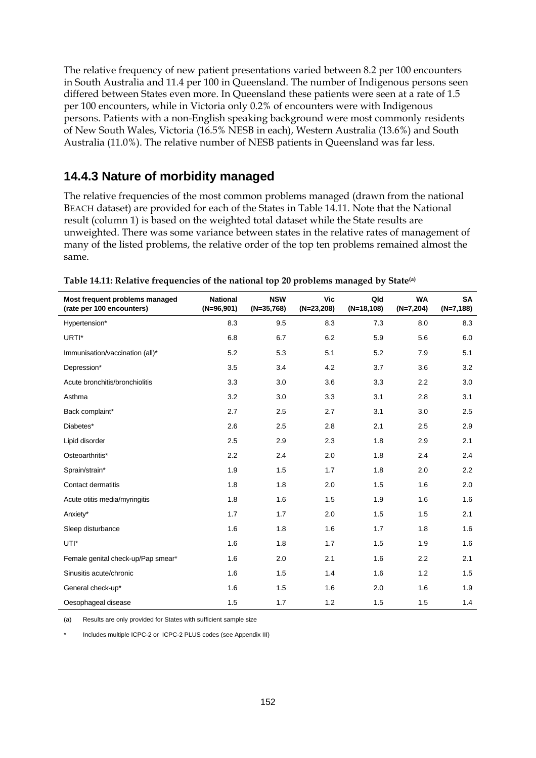The relative frequency of new patient presentations varied between 8.2 per 100 encounters in South Australia and 11.4 per 100 in Queensland. The number of Indigenous persons seen differed between States even more. In Queensland these patients were seen at a rate of 1.5 per 100 encounters, while in Victoria only 0.2% of encounters were with Indigenous persons. Patients with a non-English speaking background were most commonly residents of New South Wales, Victoria (16.5% NESB in each), Western Australia (13.6%) and South Australia (11.0%). The relative number of NESB patients in Queensland was far less.

## 14.4.3 Nature of morbidity managed

The relative frequencies of the most common problems managed (drawn from the national BEACH dataset) are provided for each of the States in Table 14.11. Note that the National result (column 1) is based on the weighted total dataset while the State results are unweighted. There was some variance between states in the relative rates of management of many of the listed problems, the relative order of the top ten problems remained almost the same.

**Table 14.11: Relative frequencies of the national top 20 problems managed by State[(a)]**

| Most frequent problems managed (rate per 100 encounters) | National (N=96,901) | NSW (N=35,768) | Vic (N=23,208) | Qld (N=18,108) | WA (N=7,204) | SA (N=7,188) |
|---|---|---|---|---|---|---|
| Hypertension* | 8.3 | 9.5 | 8.3 | 7.3 | 8.0 | 8.3 |
| URTI* | 6.8 | 6.7 | 6.2 | 5.9 | 5.6 | 6.0 |
| Immunisation/vaccination (all)* | 5.2 | 5.3 | 5.1 | 5.2 | 7.9 | 5.1 |
| Depression* | 3.5 | 3.4 | 4.2 | 3.7 | 3.6 | 3.2 |
| Acute bronchitis/bronchiolitis | 3.3 | 3.0 | 3.6 | 3.3 | 2.2 | 3.0 |
| Asthma | 3.2 | 3.0 | 3.3 | 3.1 | 2.8 | 3.1 |
| Back complaint* | 2.7 | 2.5 | 2.7 | 3.1 | 3.0 | 2.5 |
| Diabetes* | 2.6 | 2.5 | 2.8 | 2.1 | 2.5 | 2.9 |
| Lipid disorder | 2.5 | 2.9 | 2.3 | 1.8 | 2.9 | 2.1 |
| Osteoarthritis* | 2.2 | 2.4 | 2.0 | 1.8 | 2.4 | 2.4 |
| Sprain/strain* | 1.9 | 1.5 | 1.7 | 1.8 | 2.0 | 2.2 |
| Contact dermatitis | 1.8 | 1.8 | 2.0 | 1.5 | 1.6 | 2.0 |
| Acute otitis media/myringitis | 1.8 | 1.6 | 1.5 | 1.9 | 1.6 | 1.6 |
| Anxiety* | 1.7 | 1.7 | 2.0 | 1.5 | 1.5 | 2.1 |
| Sleep disturbance | 1.6 | 1.8 | 1.6 | 1.7 | 1.8 | 1.6 |
| UTI* | 1.6 | 1.8 | 1.7 | 1.5 | 1.9 | 1.6 |
| Female genital check-up/Pap smear* | 1.6 | 2.0 | 2.1 | 1.6 | 2.2 | 2.1 |
| Sinusitis acute/chronic | 1.6 | 1.5 | 1.4 | 1.6 | 1.2 | 1.5 |
| General check-up* | 1.6 | 1.5 | 1.6 | 2.0 | 1.6 | 1.9 |
| Oesophageal disease | 1.5 | 1.7 | 1.2 | 1.5 | 1.5 | 1.4 |

(a) Results are only provided for States with sufficient sample size

\* Includes multiple ICPC-2 or ICPC-2 PLUS codes (see Appendix III)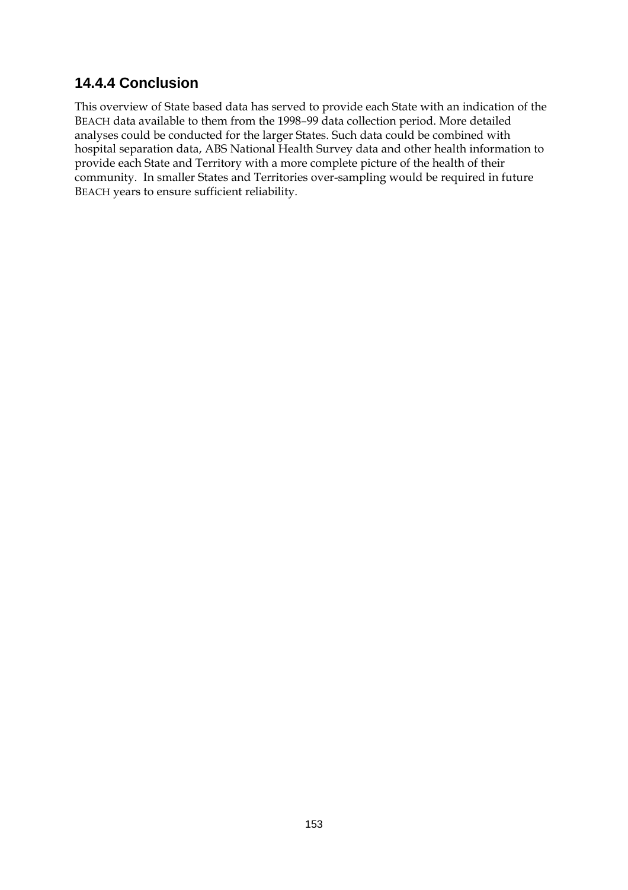### 14.4.4 Conclusion

This overview of State based data has served to provide each State with an indication of the BEACH data available to them from the 1998–99 data collection period. More detailed analyses could be conducted for the larger States. Such data could be combined with hospital separation data, ABS National Health Survey data and other health information to provide each State and Territory with a more complete picture of the health of their community. In smaller States and Territories over-sampling would be required in future BEACH years to ensure sufficient reliability.